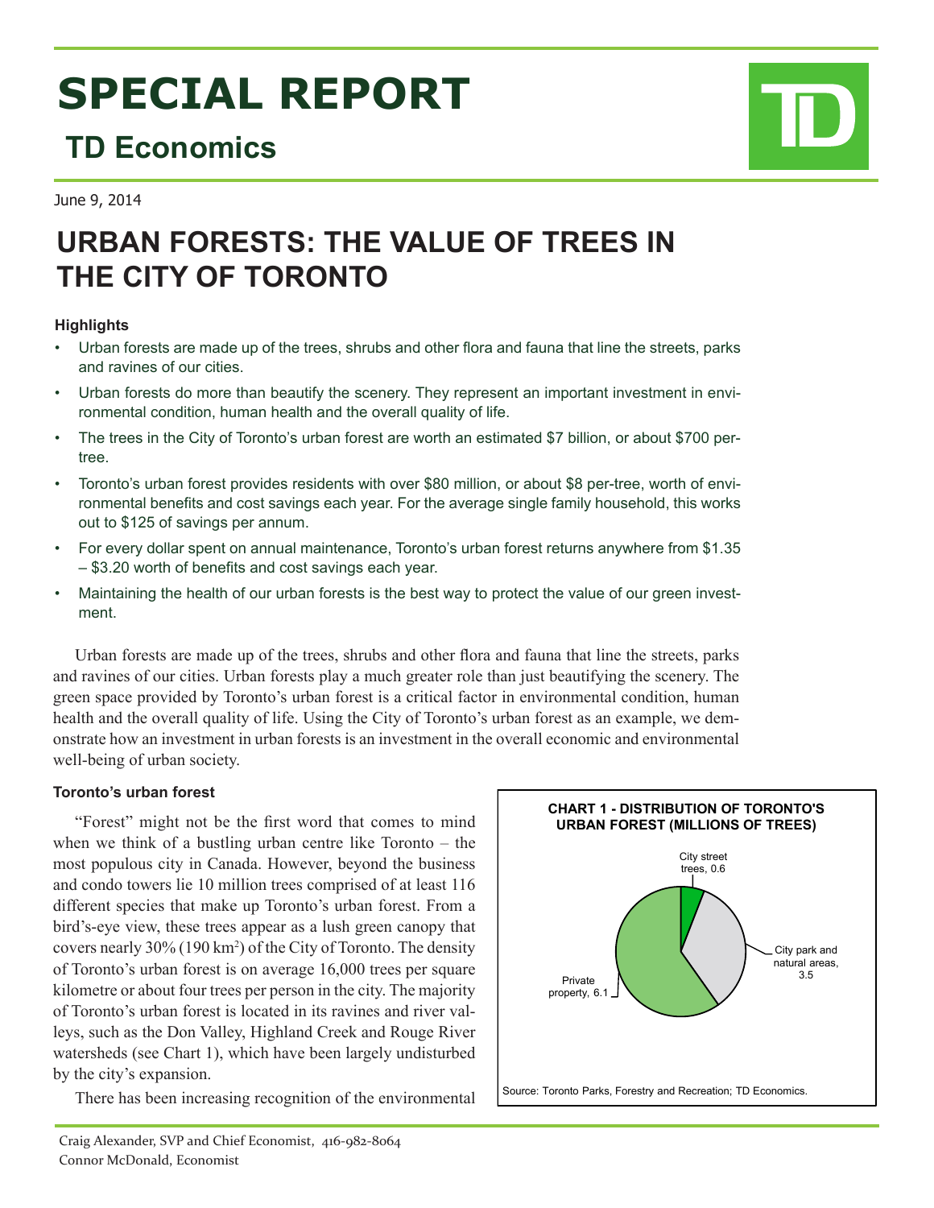# SPECIAL REPORT

## TD Economics

June 9, 2014

# URBAN FORESTS: THE VALUE OF TREES IN THE CITY OF TORONTO

### Highlights

- Urban forests are made up of the trees, shrubs and other flora and fauna that line the streets, parks and ravines of our cities.
- Urban forests do more than beautify the scenery. They represent an important investment in environmental condition, human health and the overall quality of life.
- The trees in the City of Toronto's urban forest are worth an estimated $7 billion, or about $700 per-tree.
- Toronto's urban forest provides residents with over $80 million, or about $8 per-tree, worth of environmental benefits and cost savings each year. For the average single family household, this works out to $125 of savings per annum.
- For every dollar spent on annual maintenance, Toronto's urban forest returns anywhere from $1.35 – $3.20 worth of benefits and cost savings each year.
- Maintaining the health of our urban forests is the best way to protect the value of our green investment.

Urban forests are made up of the trees, shrubs and other flora and fauna that line the streets, parks and ravines of our cities. Urban forests play a much greater role than just beautifying the scenery. The green space provided by Toronto's urban forest is a critical factor in environmental condition, human health and the overall quality of life. Using the City of Toronto's urban forest as an example, we demonstrate how an investment in urban forests is an investment in the overall economic and environmental well-being of urban society.

### Toronto's urban forest

"Forest" might not be the first word that comes to mind when we think of a bustling urban centre like Toronto – the most populous city in Canada. However, beyond the business and condo towers lie 10 million trees comprised of at least 116 different species that make up Toronto's urban forest. From a bird's-eye view, these trees appear as a lush green canopy that covers nearly 30% (190 km$^2$) of the City of Toronto. The density of Toronto's urban forest is on average 16,000 trees per square kilometre or about four trees per person in the city. The majority of Toronto's urban forest is located in its ravines and river valleys, such as the Don Valley, Highland Creek and Rouge River watersheds (see Chart 1), which have been largely undisturbed by the city's expansion.

**CHART 1 - DISTRIBUTION OF TORONTO'S URBAN FOREST (MILLIONS OF TREES)**

| Category | Millions of trees |
|---|---|
| City street trees | 0.6 |
| City park and natural areas | 3.5 |
| Private property | 6.1 |

Source: Toronto Parks, Forestry and Recreation; TD Economics.

There has been increasing recognition of the environmental

Craig Alexander, SVP and Chief Economist, 416-982-8064
Connor McDonald, Economist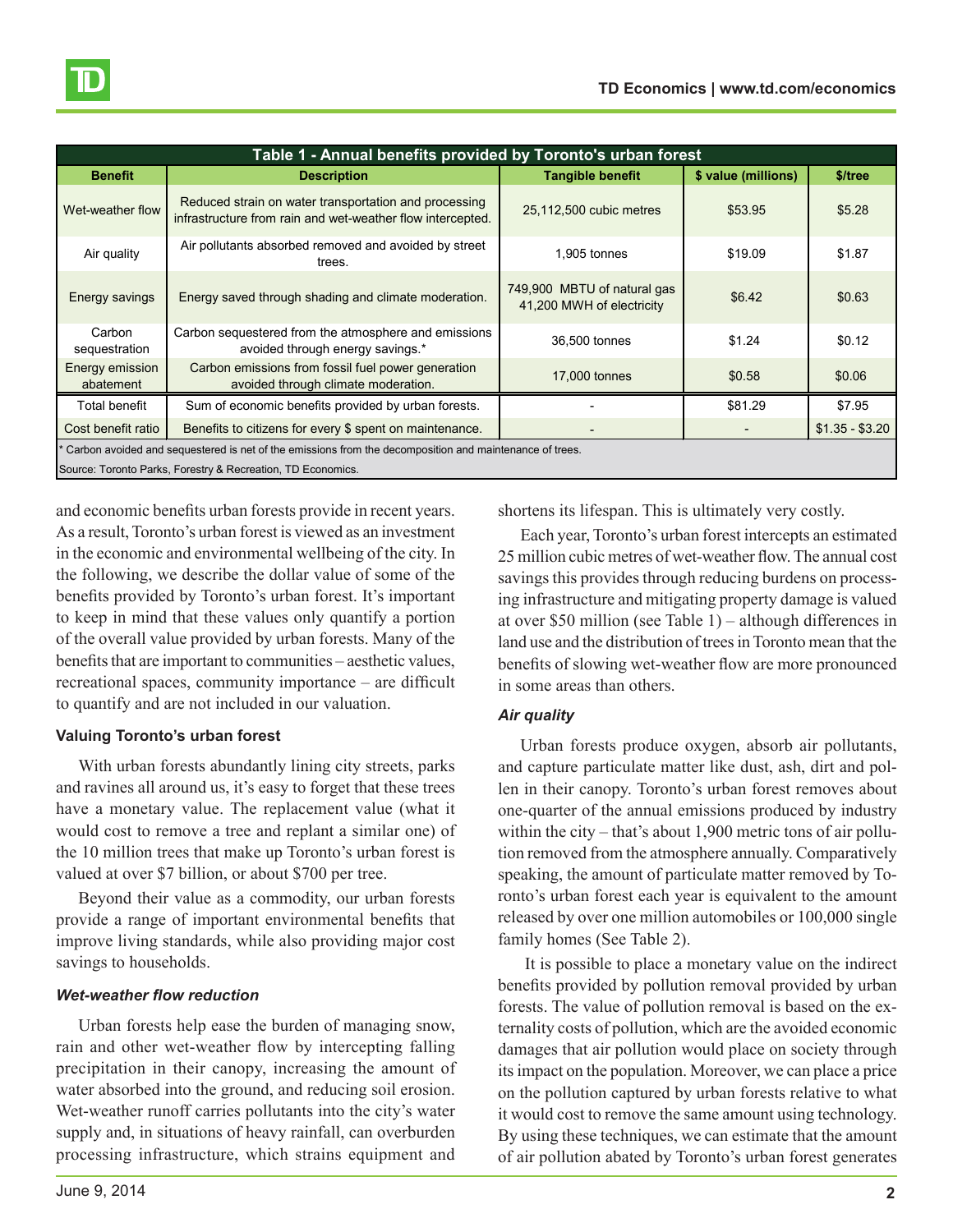| Table 1 - Annual benefits provided by Toronto's urban forest | | | | |
|---|---|---|---|---|
| **Benefit** | **Description** | **Tangible benefit** | **$ value (millions)** | **$/tree** |
| Wet-weather flow | Reduced strain on water transportation and processing infrastructure from rain and wet-weather flow intercepted. | 25,112,500 cubic metres | $53.95 | $5.28 |
| Air quality | Air pollutants absorbed removed and avoided by street trees. | 1,905 tonnes | $19.09 | $1.87 |
| Energy savings | Energy saved through shading and climate moderation. | 749,900 MBTU of natural gas 41,200 MWH of electricity | $6.42 | $0.63 |
| Carbon sequestration | Carbon sequestered from the atmosphere and emissions avoided through energy savings.* | 36,500 tonnes | $1.24 | $0.12 |
| Energy emission abatement | Carbon emissions from fossil fuel power generation avoided through climate moderation. | 17,000 tonnes | $0.58 | $0.06 |
| Total benefit | Sum of economic benefits provided by urban forests. | - | $81.29 | $7.95 |
| Cost benefit ratio | Benefits to citizens for every $ spent on maintenance. | - | - | $1.35 - $3.20 |

\* Carbon avoided and sequestered is net of the emissions from the decomposition and maintenance of trees.

Source: Toronto Parks, Forestry & Recreation, TD Economics.

and economic benefits urban forests provide in recent years. As a result, Toronto's urban forest is viewed as an investment in the economic and environmental wellbeing of the city. In the following, we describe the dollar value of some of the benefits provided by Toronto's urban forest. It's important to keep in mind that these values only quantify a portion of the overall value provided by urban forests. Many of the benefits that are important to communities – aesthetic values, recreational spaces, community importance – are difficult to quantify and are not included in our valuation.

### Valuing Toronto's urban forest

With urban forests abundantly lining city streets, parks and ravines all around us, it's easy to forget that these trees have a monetary value. The replacement value (what it would cost to remove a tree and replant a similar one) of the 10 million trees that make up Toronto's urban forest is valued at over $7 billion, or about $700 per tree.

Beyond their value as a commodity, our urban forests provide a range of important environmental benefits that improve living standards, while also providing major cost savings to households.

#### *Wet-weather flow reduction*

Urban forests help ease the burden of managing snow, rain and other wet-weather flow by intercepting falling precipitation in their canopy, increasing the amount of water absorbed into the ground, and reducing soil erosion. Wet-weather runoff carries pollutants into the city's water supply and, in situations of heavy rainfall, can overburden processing infrastructure, which strains equipment and shortens its lifespan. This is ultimately very costly.

Each year, Toronto's urban forest intercepts an estimated 25 million cubic metres of wet-weather flow. The annual cost savings this provides through reducing burdens on processing infrastructure and mitigating property damage is valued at over $50 million (see Table 1) – although differences in land use and the distribution of trees in Toronto mean that the benefits of slowing wet-weather flow are more pronounced in some areas than others.

#### *Air quality*

Urban forests produce oxygen, absorb air pollutants, and capture particulate matter like dust, ash, dirt and pollen in their canopy. Toronto's urban forest removes about one-quarter of the annual emissions produced by industry within the city – that's about 1,900 metric tons of air pollution removed from the atmosphere annually. Comparatively speaking, the amount of particulate matter removed by Toronto's urban forest each year is equivalent to the amount released by over one million automobiles or 100,000 single family homes (See Table 2).

It is possible to place a monetary value on the indirect benefits provided by pollution removal provided by urban forests. The value of pollution removal is based on the externality costs of pollution, which are the avoided economic damages that air pollution would place on society through its impact on the population. Moreover, we can place a price on the pollution captured by urban forests relative to what it would cost to remove the same amount using technology. By using these techniques, we can estimate that the amount of air pollution abated by Toronto's urban forest generates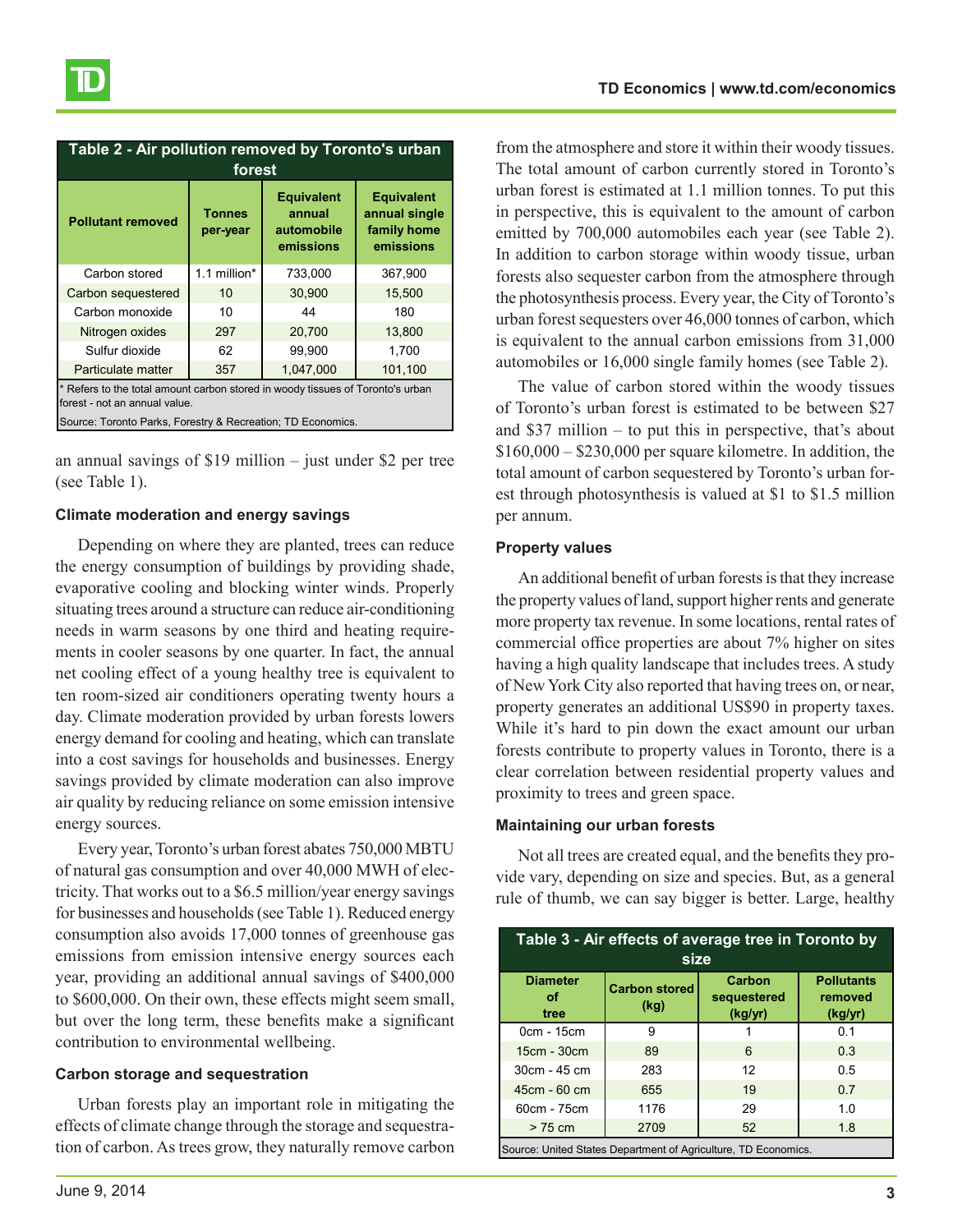**Table 2 - Air pollution removed by Toronto's urban forest**

| Pollutant removed | Tonnes per-year | Equivalent annual automobile emissions | Equivalent annual single family home emissions |
|---|---|---|---|
| Carbon stored | 1.1 million* | 733,000 | 367,900 |
| Carbon sequestered | 10 | 30,900 | 15,500 |
| Carbon monoxide | 10 | 44 | 180 |
| Nitrogen oxides | 297 | 20,700 | 13,800 |
| Sulfur dioxide | 62 | 99,900 | 1,700 |
| Particulate matter | 357 | 1,047,000 | 101,100 |

\* Refers to the total amount carbon stored in woody tissues of Toronto's urban forest - not an annual value.

Source: Toronto Parks, Forestry & Recreation; TD Economics.

an annual savings of $19 million – just under $2 per tree (see Table 1).

### Climate moderation and energy savings

Depending on where they are planted, trees can reduce the energy consumption of buildings by providing shade, evaporative cooling and blocking winter winds. Properly situating trees around a structure can reduce air-conditioning needs in warm seasons by one third and heating requirements in cooler seasons by one quarter. In fact, the annual net cooling effect of a young healthy tree is equivalent to ten room-sized air conditioners operating twenty hours a day. Climate moderation provided by urban forests lowers energy demand for cooling and heating, which can translate into a cost savings for households and businesses. Energy savings provided by climate moderation can also improve air quality by reducing reliance on some emission intensive energy sources.

Every year, Toronto's urban forest abates 750,000 MBTU of natural gas consumption and over 40,000 MWH of electricity. That works out to a $6.5 million/year energy savings for businesses and households (see Table 1). Reduced energy consumption also avoids 17,000 tonnes of greenhouse gas emissions from emission intensive energy sources each year, providing an additional annual savings of $400,000 to $600,000. On their own, these effects might seem small, but over the long term, these benefits make a significant contribution to environmental wellbeing.

### Carbon storage and sequestration

Urban forests play an important role in mitigating the effects of climate change through the storage and sequestration of carbon. As trees grow, they naturally remove carbon from the atmosphere and store it within their woody tissues. The total amount of carbon currently stored in Toronto's urban forest is estimated at 1.1 million tonnes. To put this in perspective, this is equivalent to the amount of carbon emitted by 700,000 automobiles each year (see Table 2). In addition to carbon storage within woody tissue, urban forests also sequester carbon from the atmosphere through the photosynthesis process. Every year, the City of Toronto's urban forest sequesters over 46,000 tonnes of carbon, which is equivalent to the annual carbon emissions from 31,000 automobiles or 16,000 single family homes (see Table 2).

The value of carbon stored within the woody tissues of Toronto's urban forest is estimated to be between $27 and $37 million – to put this in perspective, that's about $160,000 – $230,000 per square kilometre. In addition, the total amount of carbon sequestered by Toronto's urban forest through photosynthesis is valued at $1 to $1.5 million per annum.

### Property values

An additional benefit of urban forests is that they increase the property values of land, support higher rents and generate more property tax revenue. In some locations, rental rates of commercial office properties are about 7% higher on sites having a high quality landscape that includes trees. A study of New York City also reported that having trees on, or near, property generates an additional US$90 in property taxes. While it's hard to pin down the exact amount our urban forests contribute to property values in Toronto, there is a clear correlation between residential property values and proximity to trees and green space.

### Maintaining our urban forests

Not all trees are created equal, and the benefits they provide vary, depending on size and species. But, as a general rule of thumb, we can say bigger is better. Large, healthy

**Table 3 - Air effects of average tree in Toronto by size**

| Diameter of tree | Carbon stored (kg) | Carbon sequestered (kg/yr) | Pollutants removed (kg/yr) |
|---|---|---|---|
| 0cm - 15cm | 9 | 1 | 0.1 |
| 15cm - 30cm | 89 | 6 | 0.3 |
| 30cm - 45 cm | 283 | 12 | 0.5 |
| 45cm - 60 cm | 655 | 19 | 0.7 |
| 60cm - 75cm | 1176 | 29 | 1.0 |
| > 75 cm | 2709 | 52 | 1.8 |

Source: United States Department of Agriculture, TD Economics.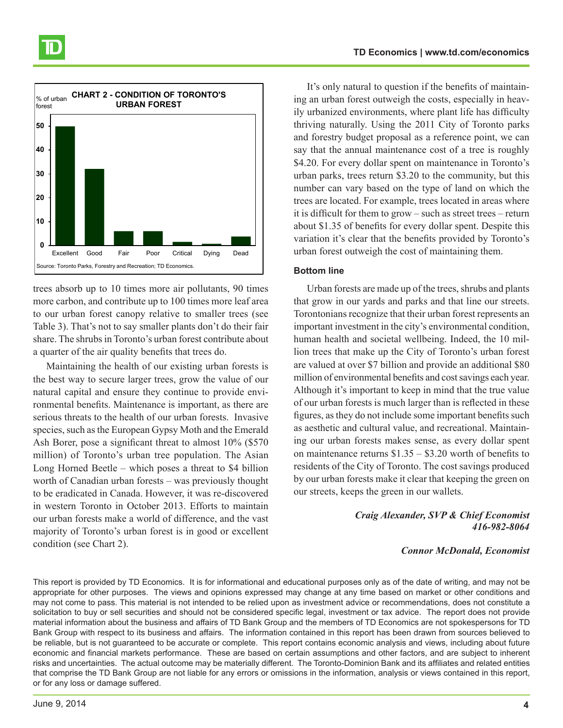CHART 2 - CONDITION OF TORONTO'S URBAN FOREST

% of urban forest

50
40
30
20
10
0

Excellent Good Fair Poor Critical Dying Dead

Source: Toronto Parks, Forestry and Recreation; TD Economics.

trees absorb up to 10 times more air pollutants, 90 times more carbon, and contribute up to 100 times more leaf area to our urban forest canopy relative to smaller trees (see Table 3). That's not to say smaller plants don't do their fair share. The shrubs in Toronto's urban forest contribute about a quarter of the air quality benefits that trees do.

Maintaining the health of our existing urban forests is the best way to secure larger trees, grow the value of our natural capital and ensure they continue to provide environmental benefits. Maintenance is important, as there are serious threats to the health of our urban forests. Invasive species, such as the European Gypsy Moth and the Emerald Ash Borer, pose a significant threat to almost 10% ($570 million) of Toronto's urban tree population. The Asian Long Horned Beetle – which poses a threat to $4 billion worth of Canadian urban forests – was previously thought to be eradicated in Canada. However, it was re-discovered in western Toronto in October 2013. Efforts to maintain our urban forests make a world of difference, and the vast majority of Toronto's urban forest is in good or excellent condition (see Chart 2).

It's only natural to question if the benefits of maintaining an urban forest outweigh the costs, especially in heavily urbanized environments, where plant life has difficulty thriving naturally. Using the 2011 City of Toronto parks and forestry budget proposal as a reference point, we can say that the annual maintenance cost of a tree is roughly $4.20. For every dollar spent on maintenance in Toronto's urban parks, trees return $3.20 to the community, but this number can vary based on the type of land on which the trees are located. For example, trees located in areas where it is difficult for them to grow – such as street trees – return about $1.35 of benefits for every dollar spent. Despite this variation it's clear that the benefits provided by Toronto's urban forest outweigh the cost of maintaining them.

## Bottom line

Urban forests are made up of the trees, shrubs and plants that grow in our yards and parks and that line our streets. Torontonians recognize that their urban forest represents an important investment in the city's environmental condition, human health and societal wellbeing. Indeed, the 10 million trees that make up the City of Toronto's urban forest are valued at over $7 billion and provide an additional $80 million of environmental benefits and cost savings each year. Although it's important to keep in mind that the true value of our urban forests is much larger than is reflected in these figures, as they do not include some important benefits such as aesthetic and cultural value, and recreational. Maintaining our urban forests makes sense, as every dollar spent on maintenance returns $1.35 – $3.20 worth of benefits to residents of the City of Toronto. The cost savings produced by our urban forests make it clear that keeping the green on our streets, keeps the green in our wallets.

***Craig Alexander, SVP & Chief Economist***
***416-982-8064***

***Connor McDonald, Economist***

This report is provided by TD Economics. It is for informational and educational purposes only as of the date of writing, and may not be appropriate for other purposes. The views and opinions expressed may change at any time based on market or other conditions and may not come to pass. This material is not intended to be relied upon as investment advice or recommendations, does not constitute a solicitation to buy or sell securities and should not be considered specific legal, investment or tax advice. The report does not provide material information about the business and affairs of TD Bank Group and the members of TD Economics are not spokespersons for TD Bank Group with respect to its business and affairs. The information contained in this report has been drawn from sources believed to be reliable, but is not guaranteed to be accurate or complete. This report contains economic analysis and views, including about future economic and financial markets performance. These are based on certain assumptions and other factors, and are subject to inherent risks and uncertainties. The actual outcome may be materially different. The Toronto-Dominion Bank and its affiliates and related entities that comprise the TD Bank Group are not liable for any errors or omissions in the information, analysis or views contained in this report, or for any loss or damage suffered.